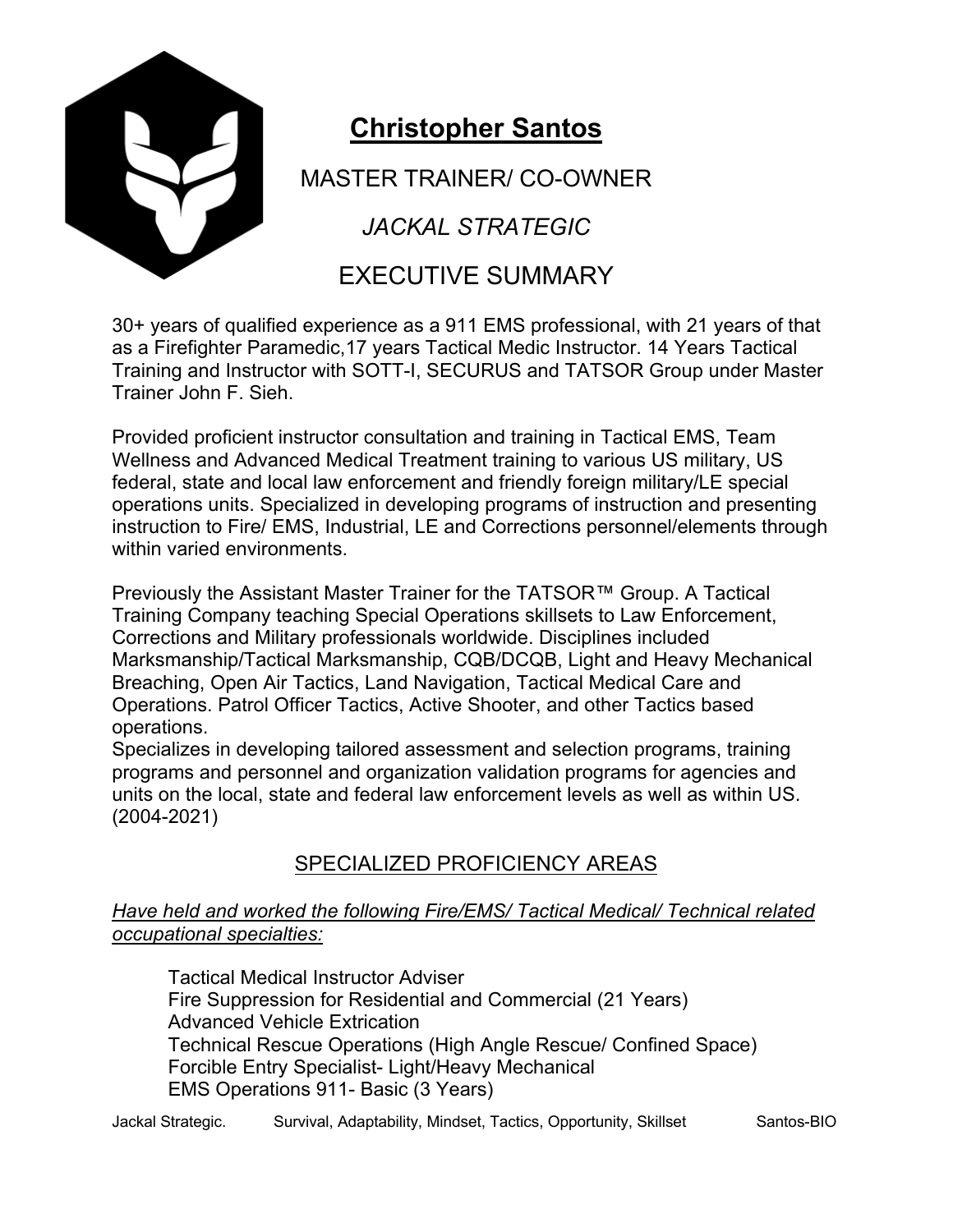# Christopher Santos

MASTER TRAINER/ CO-OWNER

*JACKAL STRATEGIC*

EXECUTIVE SUMMARY

30+ years of qualified experience as a 911 EMS professional, with 21 years of that as a Firefighter Paramedic,17 years Tactical Medic Instructor. 14 Years Tactical Training and Instructor with SOTT-I, SECURUS and TATSOR Group under Master Trainer John F. Sieh.

Provided proficient instructor consultation and training in Tactical EMS, Team Wellness and Advanced Medical Treatment training to various US military, US federal, state and local law enforcement and friendly foreign military/LE special operations units. Specialized in developing programs of instruction and presenting instruction to Fire/ EMS, Industrial, LE and Corrections personnel/elements through within varied environments.

Previously the Assistant Master Trainer for the TATSOR™ Group. A Tactical Training Company teaching Special Operations skillsets to Law Enforcement, Corrections and Military professionals worldwide. Disciplines included Marksmanship/Tactical Marksmanship, CQB/DCQB, Light and Heavy Mechanical Breaching, Open Air Tactics, Land Navigation, Tactical Medical Care and Operations. Patrol Officer Tactics, Active Shooter, and other Tactics based operations.

Specializes in developing tailored assessment and selection programs, training programs and personnel and organization validation programs for agencies and units on the local, state and federal law enforcement levels as well as within US. (2004-2021)

## SPECIALIZED PROFICIENCY AREAS

*Have held and worked the following Fire/EMS/ Tactical Medical/ Technical related occupational specialties:*

- Tactical Medical Instructor Adviser
- Fire Suppression for Residential and Commercial (21 Years)
- Advanced Vehicle Extrication
- Technical Rescue Operations (High Angle Rescue/ Confined Space)
- Forcible Entry Specialist- Light/Heavy Mechanical
- EMS Operations 911- Basic (3 Years)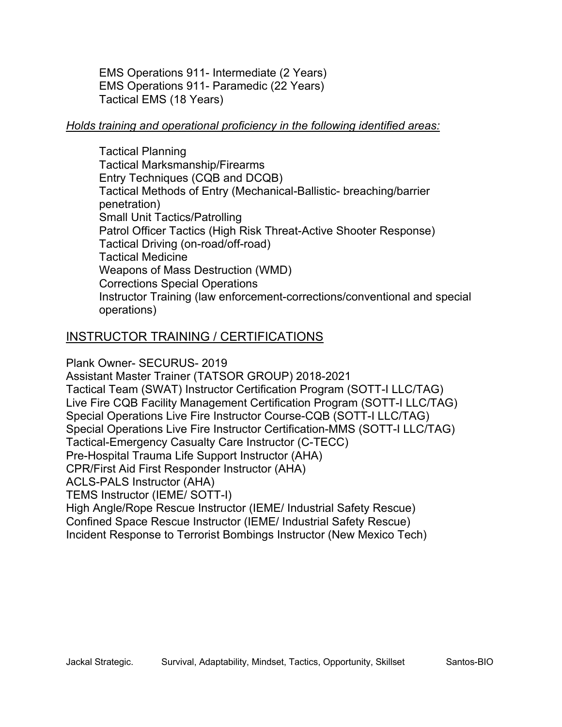EMS Operations 911- Intermediate (2 Years)
EMS Operations 911- Paramedic (22 Years)
Tactical EMS (18 Years)

*Holds training and operational proficiency in the following identified areas:*

Tactical Planning
Tactical Marksmanship/Firearms
Entry Techniques (CQB and DCQB)
Tactical Methods of Entry (Mechanical-Ballistic- breaching/barrier penetration)
Small Unit Tactics/Patrolling
Patrol Officer Tactics (High Risk Threat-Active Shooter Response)
Tactical Driving (on-road/off-road)
Tactical Medicine
Weapons of Mass Destruction (WMD)
Corrections Special Operations
Instructor Training (law enforcement-corrections/conventional and special operations)

## INSTRUCTOR TRAINING / CERTIFICATIONS

Plank Owner- SECURUS- 2019
Assistant Master Trainer (TATSOR GROUP) 2018-2021
Tactical Team (SWAT) Instructor Certification Program (SOTT-I LLC/TAG)
Live Fire CQB Facility Management Certification Program (SOTT-I LLC/TAG)
Special Operations Live Fire Instructor Course-CQB (SOTT-I LLC/TAG)
Special Operations Live Fire Instructor Certification-MMS (SOTT-I LLC/TAG)
Tactical-Emergency Casualty Care Instructor (C-TECC)
Pre-Hospital Trauma Life Support Instructor (AHA)
CPR/First Aid First Responder Instructor (AHA)
ACLS-PALS Instructor (AHA)
TEMS Instructor (IEME/ SOTT-I)
High Angle/Rope Rescue Instructor (IEME/ Industrial Safety Rescue)
Confined Space Rescue Instructor (IEME/ Industrial Safety Rescue)
Incident Response to Terrorist Bombings Instructor (New Mexico Tech)